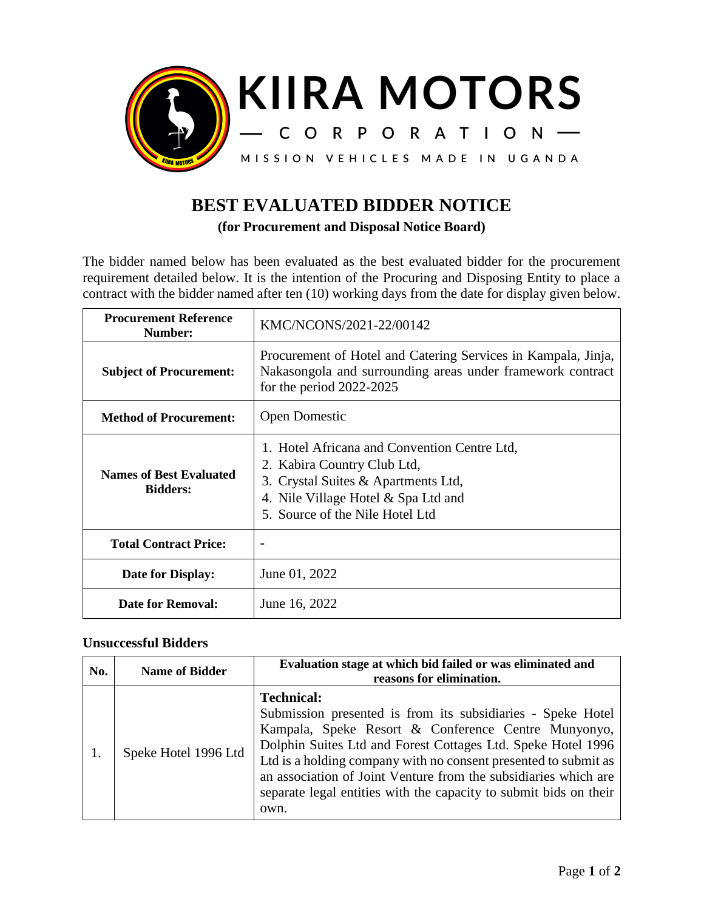KIIRA MOTORS

— CORPORATION —

MISSION VEHICLES MADE IN UGANDA

# BEST EVALUATED BIDDER NOTICE

**(for Procurement and Disposal Notice Board)**

The bidder named below has been evaluated as the best evaluated bidder for the procurement requirement detailed below. It is the intention of the Procuring and Disposing Entity to place a contract with the bidder named after ten (10) working days from the date for display given below.

| **Procurement Reference Number:** | KMC/NCONS/2021-22/00142 |
|---|---|
| **Subject of Procurement:** | Procurement of Hotel and Catering Services in Kampala, Jinja, Nakasongola and surrounding areas under framework contract for the period 2022-2025 |
| **Method of Procurement:** | Open Domestic |
| **Names of Best Evaluated Bidders:** | 1. Hotel Africana and Convention Centre Ltd,<br>2. Kabira Country Club Ltd,<br>3. Crystal Suites & Apartments Ltd,<br>4. Nile Village Hotel & Spa Ltd and<br>5. Source of the Nile Hotel Ltd |
| **Total Contract Price:** | - |
| **Date for Display:** | June 01, 2022 |
| **Date for Removal:** | June 16, 2022 |

### Unsuccessful Bidders

| No. | Name of Bidder | Evaluation stage at which bid failed or was eliminated and reasons for elimination. |
|---|---|---|
| 1. | Speke Hotel 1996 Ltd | **Technical:**<br>Submission presented is from its subsidiaries - Speke Hotel Kampala, Speke Resort & Conference Centre Munyonyo, Dolphin Suites Ltd and Forest Cottages Ltd. Speke Hotel 1996 Ltd is a holding company with no consent presented to submit as an association of Joint Venture from the subsidiaries which are separate legal entities with the capacity to submit bids on their own. |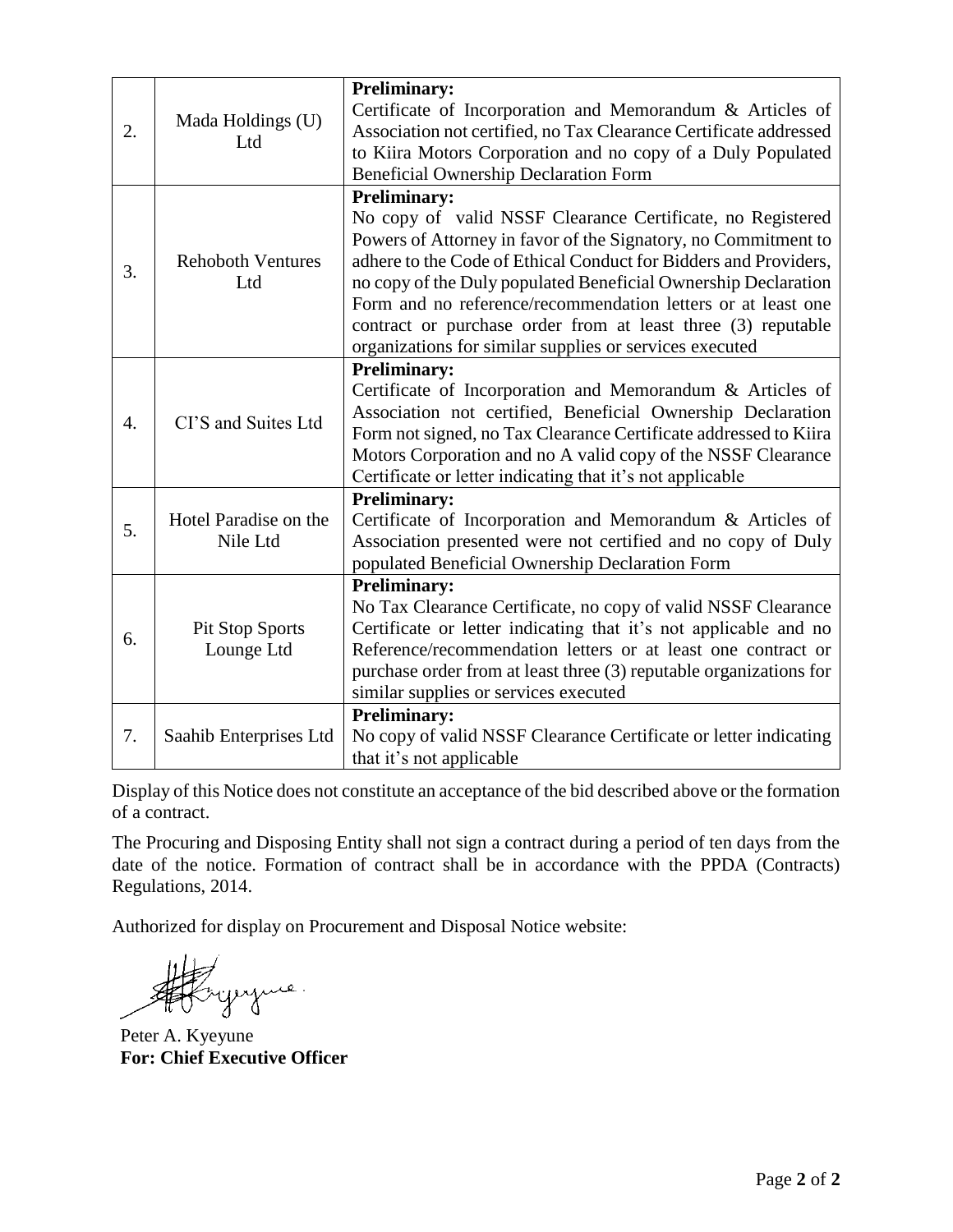| | | |
|---|---|---|
| 2. | Mada Holdings (U) Ltd | **Preliminary:** Certificate of Incorporation and Memorandum & Articles of Association not certified, no Tax Clearance Certificate addressed to Kiira Motors Corporation and no copy of a Duly Populated Beneficial Ownership Declaration Form |
| 3. | Rehoboth Ventures Ltd | **Preliminary:** No copy of valid NSSF Clearance Certificate, no Registered Powers of Attorney in favor of the Signatory, no Commitment to adhere to the Code of Ethical Conduct for Bidders and Providers, no copy of the Duly populated Beneficial Ownership Declaration Form and no reference/recommendation letters or at least one contract or purchase order from at least three (3) reputable organizations for similar supplies or services executed |
| 4. | CI'S and Suites Ltd | **Preliminary:** Certificate of Incorporation and Memorandum & Articles of Association not certified, Beneficial Ownership Declaration Form not signed, no Tax Clearance Certificate addressed to Kiira Motors Corporation and no A valid copy of the NSSF Clearance Certificate or letter indicating that it's not applicable |
| 5. | Hotel Paradise on the Nile Ltd | **Preliminary:** Certificate of Incorporation and Memorandum & Articles of Association presented were not certified and no copy of Duly populated Beneficial Ownership Declaration Form |
| 6. | Pit Stop Sports Lounge Ltd | **Preliminary:** No Tax Clearance Certificate, no copy of valid NSSF Clearance Certificate or letter indicating that it's not applicable and no Reference/recommendation letters or at least one contract or purchase order from at least three (3) reputable organizations for similar supplies or services executed |
| 7. | Saahib Enterprises Ltd | **Preliminary:** No copy of valid NSSF Clearance Certificate or letter indicating that it's not applicable |

Display of this Notice does not constitute an acceptance of the bid described above or the formation of a contract.

The Procuring and Disposing Entity shall not sign a contract during a period of ten days from the date of the notice. Formation of contract shall be in accordance with the PPDA (Contracts) Regulations, 2014.

Authorized for display on Procurement and Disposal Notice website:

Peter A. Kyeyune
**For: Chief Executive Officer**